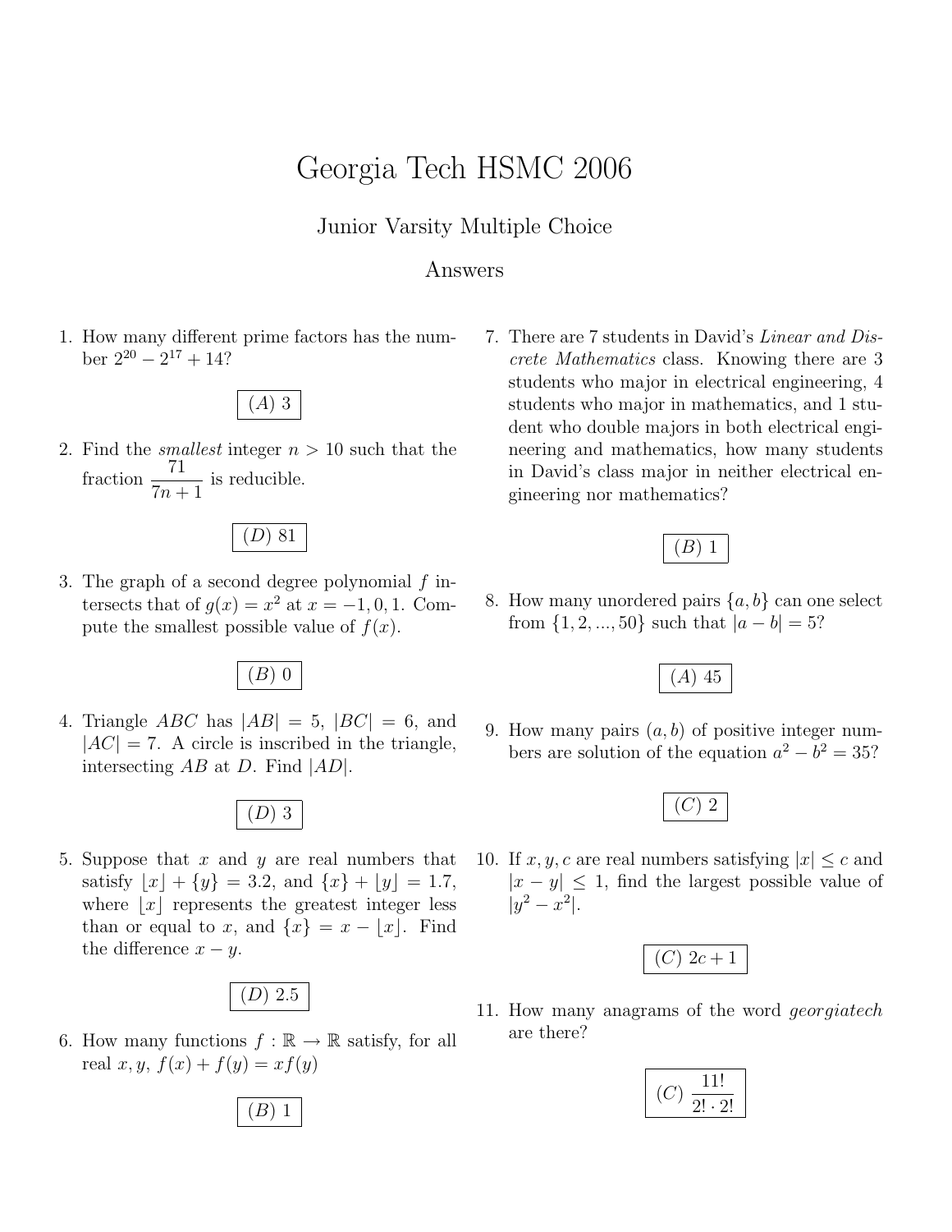# Georgia Tech HSMC 2006

## Junior Varsity Multiple Choice

## Answers

1. How many different prime factors has the number $2^{20} - 2^{17} + 14$?

   $(A)$ 3

2. Find the *smallest* integer $n > 10$ such that the fraction $\dfrac{71}{7n+1}$ is reducible.

   $(D)$ 81

3. The graph of a second degree polynomial $f$ intersects that of $g(x) = x^2$ at $x = -1, 0, 1$. Compute the smallest possible value of $f(x)$.

   $(B)$ 0

4. Triangle $ABC$ has $|AB| = 5$, $|BC| = 6$, and $|AC| = 7$. A circle is inscribed in the triangle, intersecting $AB$ at $D$. Find $|AD|$.

   $(D)$ 3

5. Suppose that $x$ and $y$ are real numbers that satisfy $\lfloor x \rfloor + \{y\} = 3.2$, and $\{x\} + \lfloor y \rfloor = 1.7$, where $\lfloor x \rfloor$ represents the greatest integer less than or equal to $x$, and $\{x\} = x - \lfloor x \rfloor$. Find the difference $x - y$.

   $(D)$ 2.5

6. How many functions $f : \mathbb{R} \to \mathbb{R}$ satisfy, for all real $x, y$, $f(x) + f(y) = xf(y)$

   $(B)$ 1

7. There are 7 students in David's *Linear and Discrete Mathematics* class. Knowing there are 3 students who major in electrical engineering, 4 students who major in mathematics, and 1 student who double majors in both electrical engineering and mathematics, how many students in David's class major in neither electrical engineering nor mathematics?

   $(B)$ 1

8. How many unordered pairs $\{a, b\}$ can one select from $\{1, 2, ..., 50\}$ such that $|a - b| = 5$?

   $(A)$ 45

9. How many pairs $(a, b)$ of positive integer numbers are solution of the equation $a^2 - b^2 = 35$?

   $(C)$ 2

10. If $x, y, c$ are real numbers satisfying $|x| \leq c$ and $|x - y| \leq 1$, find the largest possible value of $|y^2 - x^2|$.

    $(C)$ $2c + 1$

11. How many anagrams of the word *georgiatech* are there?

    $(C)$ $\dfrac{11!}{2! \cdot 2!}$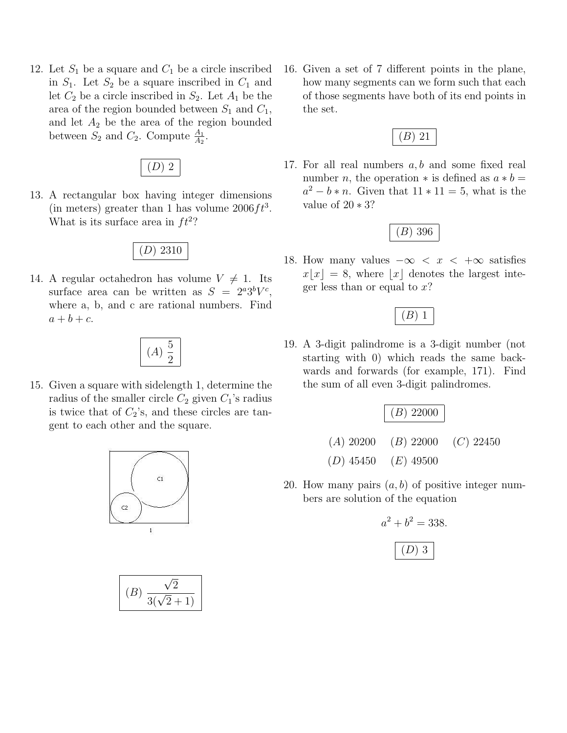12. Let $S_1$ be a square and $C_1$ be a circle inscribed in $S_1$. Let $S_2$ be a square inscribed in $C_1$ and let $C_2$ be a circle inscribed in $S_2$. Let $A_1$ be the area of the region bounded between $S_1$ and $C_1$, and let $A_2$ be the area of the region bounded between $S_2$ and $C_2$. Compute $\frac{A_1}{A_2}$.

$$\boxed{(D)\ 2}$$

13. A rectangular box having integer dimensions (in meters) greater than 1 has volume $2006ft^3$. What is its surface area in $ft^2$?

$$\boxed{(D)\ 2310}$$

14. A regular octahedron has volume $V \neq 1$. Its surface area can be written as $S = 2^a 3^b V^c$, where a, b, and c are rational numbers. Find $a + b + c$.

$$\boxed{(A)\ \frac{5}{2}}$$

15. Given a square with sidelength 1, determine the radius of the smaller circle $C_2$ given $C_1$'s radius is twice that of $C_2$'s, and these circles are tangent to each other and the square.

C1

C2

1

$$\boxed{(B)\ \frac{\sqrt{2}}{3(\sqrt{2}+1)}}$$

16. Given a set of 7 different points in the plane, how many segments can we form such that each of those segments have both of its end points in the set.

$$\boxed{(B)\ 21}$$

17. For all real numbers $a, b$ and some fixed real number $n$, the operation $*$ is defined as $a * b = a^2 - b * n$. Given that $11 * 11 = 5$, what is the value of $20 * 3$?

$$\boxed{(B)\ 396}$$

18. How many values $-\infty < x < +\infty$ satisfies $x\lfloor x \rfloor = 8$, where $\lfloor x \rfloor$ denotes the largest integer less than or equal to $x$?

$$\boxed{(B)\ 1}$$

19. A 3-digit palindrome is a 3-digit number (not starting with 0) which reads the same backwards and forwards (for example, 171). Find the sum of all even 3-digit palindromes.

$$\boxed{(B)\ 22000}$$

$(A)$ 20200 $(B)$ 22000 $(C)$ 22450 $(D)$ 45450 $(E)$ 49500

20. How many pairs $(a, b)$ of positive integer numbers are solution of the equation

$$a^2 + b^2 = 338.$$

$$\boxed{(D)\ 3}$$